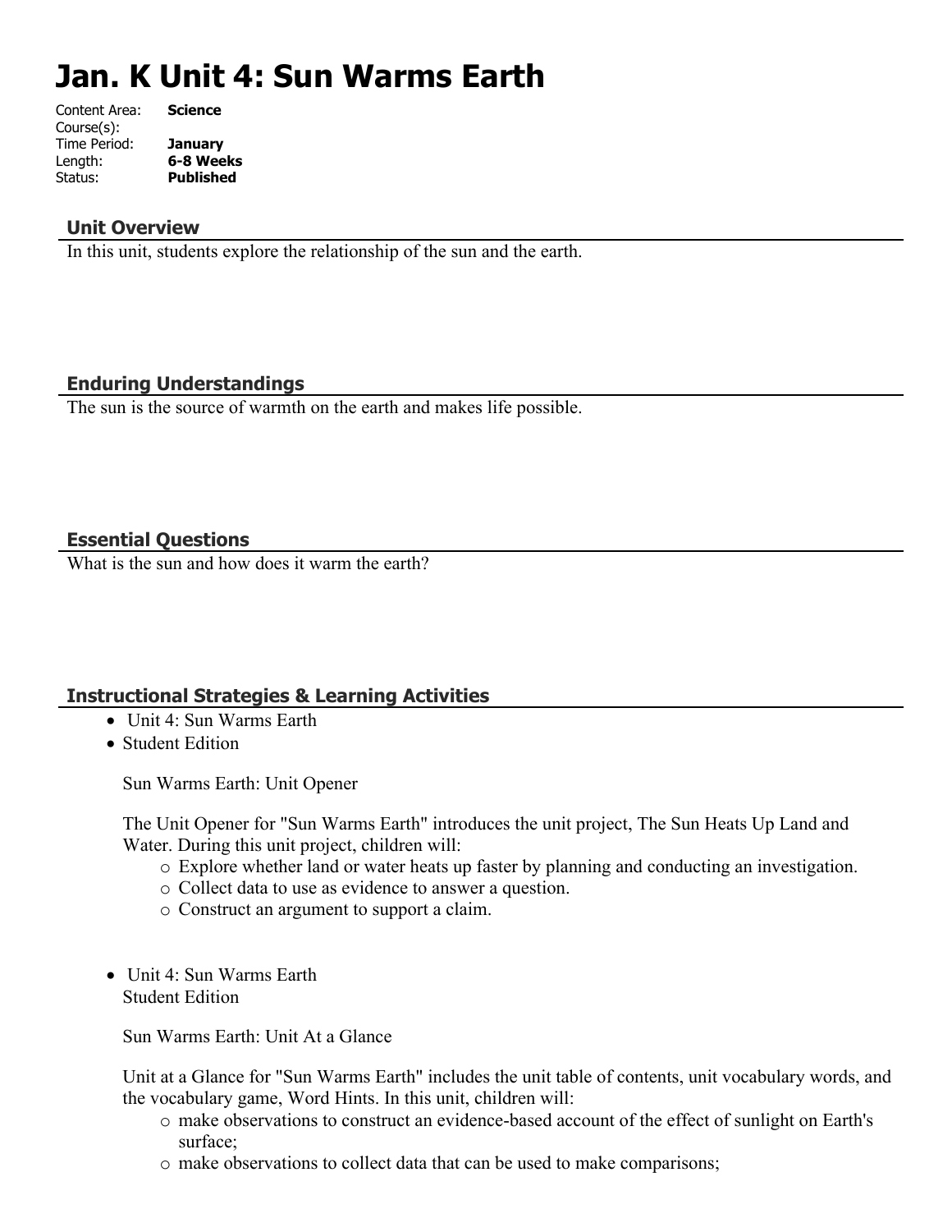# Jan. K Unit 4: Sun Warms Earth

Content Area: **Science**
Course(s):
Time Period: **January**
Length: **6-8 Weeks**
Status: **Published**

## Unit Overview

In this unit, students explore the relationship of the sun and the earth.

## Enduring Understandings

The sun is the source of warmth on the earth and makes life possible.

## Essential Questions

What is the sun and how does it warm the earth?

## Instructional Strategies & Learning Activities

- Unit 4: Sun Warms Earth
- Student Edition

  Sun Warms Earth: Unit Opener

  The Unit Opener for "Sun Warms Earth" introduces the unit project, The Sun Heats Up Land and Water. During this unit project, children will:
    - Explore whether land or water heats up faster by planning and conducting an investigation.
    - Collect data to use as evidence to answer a question.
    - Construct an argument to support a claim.

- Unit 4: Sun Warms Earth
  Student Edition

  Sun Warms Earth: Unit At a Glance

  Unit at a Glance for "Sun Warms Earth" includes the unit table of contents, unit vocabulary words, and the vocabulary game, Word Hints. In this unit, children will:
    - make observations to construct an evidence-based account of the effect of sunlight on Earth's surface;
    - make observations to collect data that can be used to make comparisons;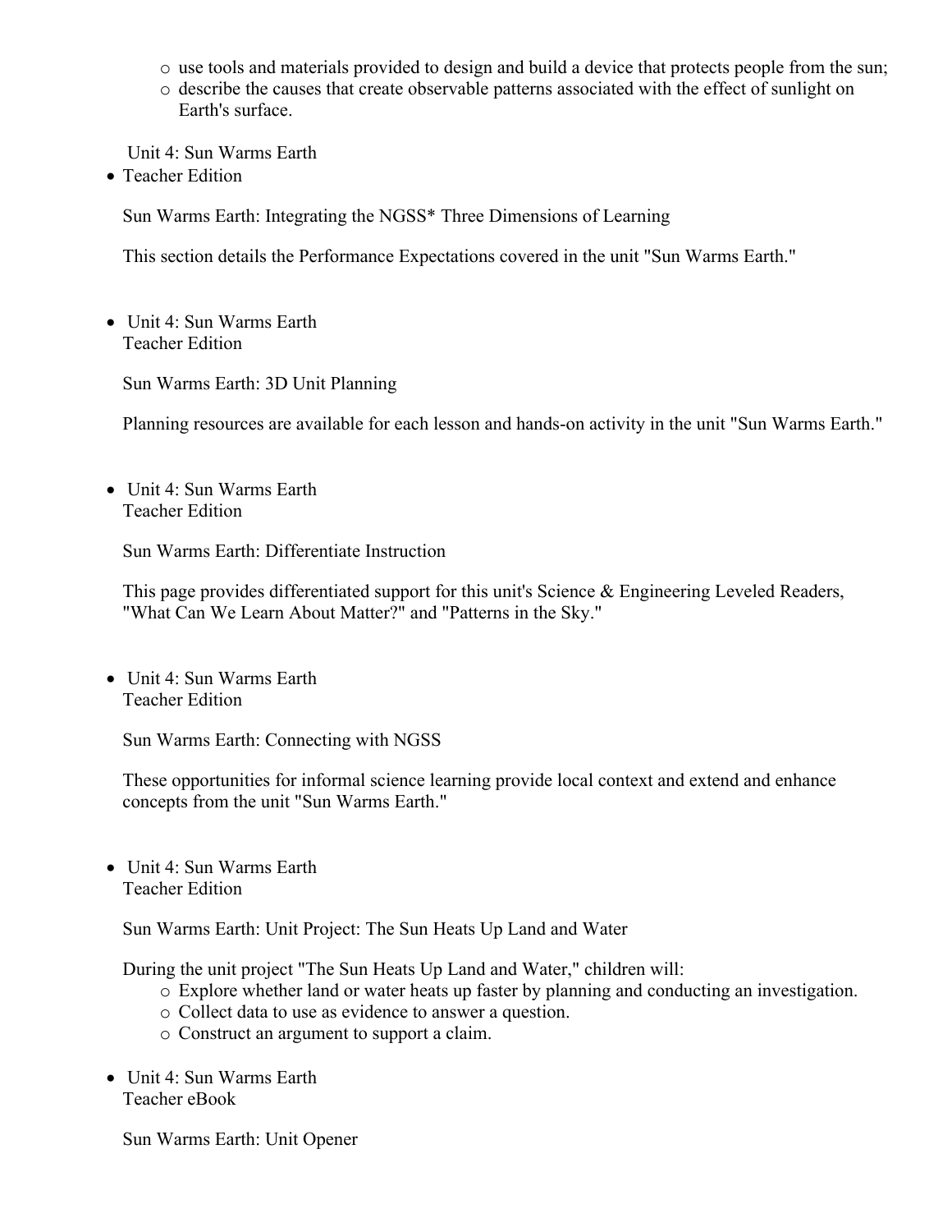- use tools and materials provided to design and build a device that protects people from the sun;
  - describe the causes that create observable patterns associated with the effect of sunlight on Earth's surface.

Unit 4: Sun Warms Earth

- Teacher Edition

  Sun Warms Earth: Integrating the NGSS* Three Dimensions of Learning

  This section details the Performance Expectations covered in the unit "Sun Warms Earth."

- Unit 4: Sun Warms Earth
  Teacher Edition

  Sun Warms Earth: 3D Unit Planning

  Planning resources are available for each lesson and hands-on activity in the unit "Sun Warms Earth."

- Unit 4: Sun Warms Earth
  Teacher Edition

  Sun Warms Earth: Differentiate Instruction

  This page provides differentiated support for this unit's Science & Engineering Leveled Readers, "What Can We Learn About Matter?" and "Patterns in the Sky."

- Unit 4: Sun Warms Earth
  Teacher Edition

  Sun Warms Earth: Connecting with NGSS

  These opportunities for informal science learning provide local context and extend and enhance concepts from the unit "Sun Warms Earth."

- Unit 4: Sun Warms Earth
  Teacher Edition

  Sun Warms Earth: Unit Project: The Sun Heats Up Land and Water

  During the unit project "The Sun Heats Up Land and Water," children will:
  - Explore whether land or water heats up faster by planning and conducting an investigation.
  - Collect data to use as evidence to answer a question.
  - Construct an argument to support a claim.

- Unit 4: Sun Warms Earth
  Teacher eBook

  Sun Warms Earth: Unit Opener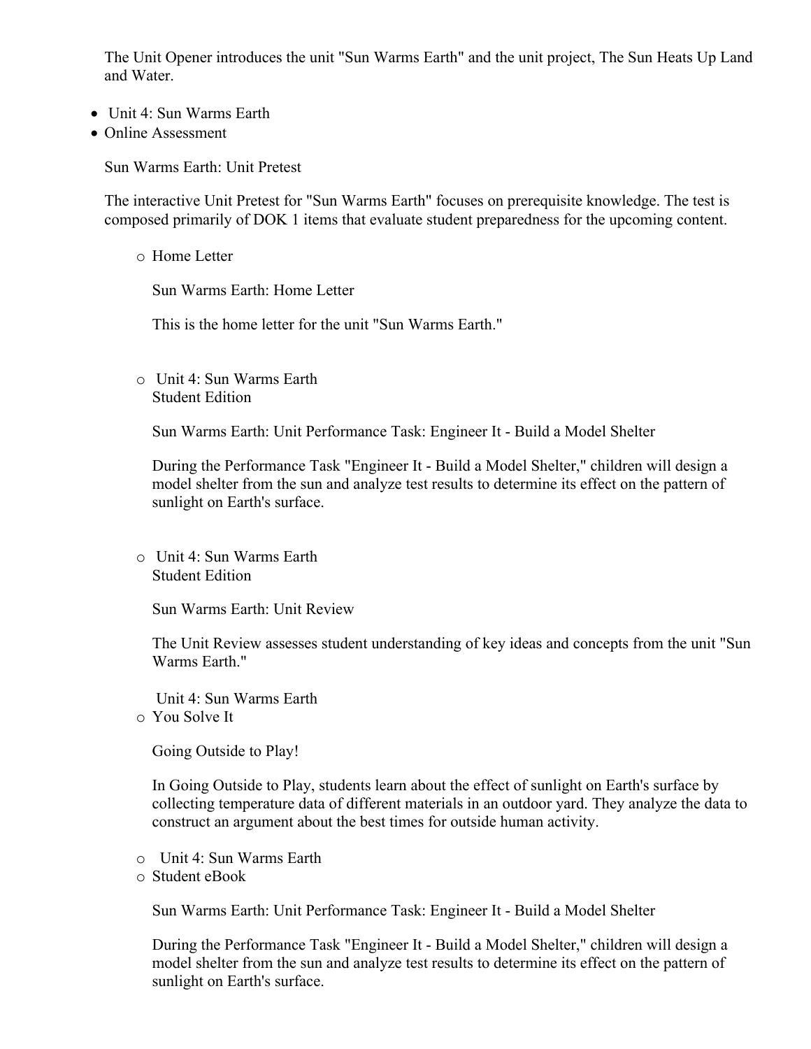The Unit Opener introduces the unit "Sun Warms Earth" and the unit project, The Sun Heats Up Land and Water.

- Unit 4: Sun Warms Earth
- Online Assessment

  Sun Warms Earth: Unit Pretest

  The interactive Unit Pretest for "Sun Warms Earth" focuses on prerequisite knowledge. The test is composed primarily of DOK 1 items that evaluate student preparedness for the upcoming content.

  - Home Letter

    Sun Warms Earth: Home Letter

    This is the home letter for the unit "Sun Warms Earth."

  - Unit 4: Sun Warms Earth
    Student Edition

    Sun Warms Earth: Unit Performance Task: Engineer It - Build a Model Shelter

    During the Performance Task "Engineer It - Build a Model Shelter," children will design a model shelter from the sun and analyze test results to determine its effect on the pattern of sunlight on Earth's surface.

  - Unit 4: Sun Warms Earth
    Student Edition

    Sun Warms Earth: Unit Review

    The Unit Review assesses student understanding of key ideas and concepts from the unit "Sun Warms Earth."

    Unit 4: Sun Warms Earth
  - You Solve It

    Going Outside to Play!

    In Going Outside to Play, students learn about the effect of sunlight on Earth's surface by collecting temperature data of different materials in an outdoor yard. They analyze the data to construct an argument about the best times for outside human activity.

  - Unit 4: Sun Warms Earth
  - Student eBook

    Sun Warms Earth: Unit Performance Task: Engineer It - Build a Model Shelter

    During the Performance Task "Engineer It - Build a Model Shelter," children will design a model shelter from the sun and analyze test results to determine its effect on the pattern of sunlight on Earth's surface.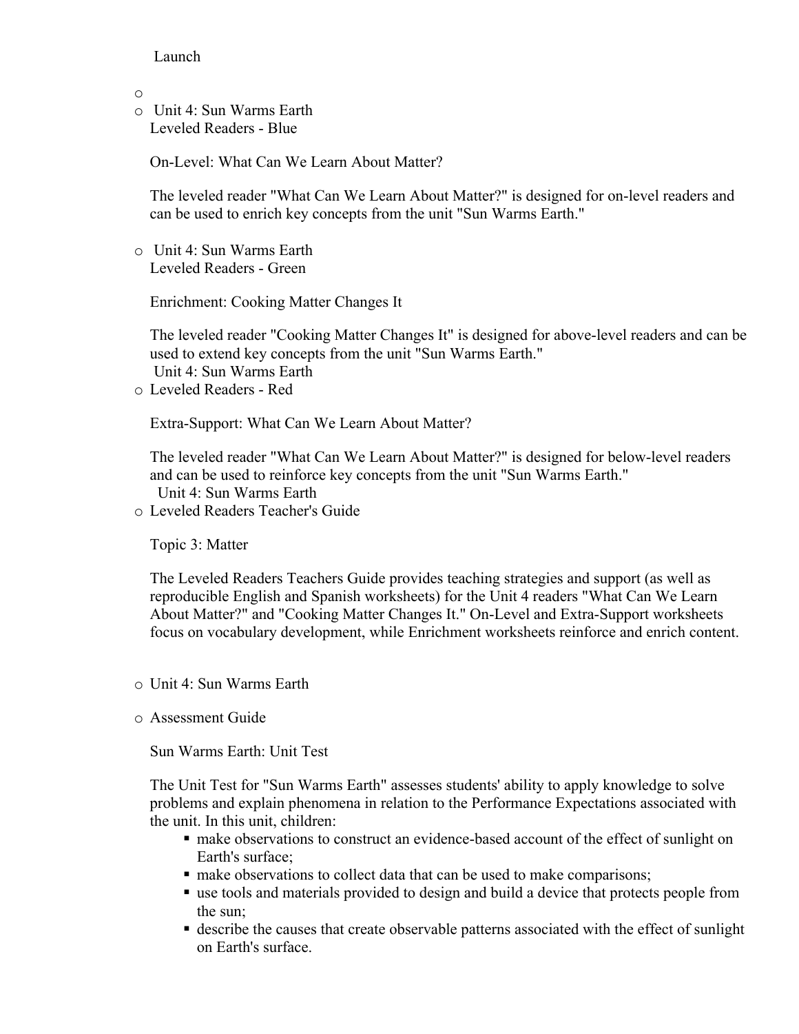Launch

- 
- Unit 4: Sun Warms Earth
  Leveled Readers - Blue

  On-Level: What Can We Learn About Matter?

  The leveled reader "What Can We Learn About Matter?" is designed for on-level readers and can be used to enrich key concepts from the unit "Sun Warms Earth."

- Unit 4: Sun Warms Earth
  Leveled Readers - Green

  Enrichment: Cooking Matter Changes It

  The leveled reader "Cooking Matter Changes It" is designed for above-level readers and can be used to extend key concepts from the unit "Sun Warms Earth."
  Unit 4: Sun Warms Earth
- Leveled Readers - Red

  Extra-Support: What Can We Learn About Matter?

  The leveled reader "What Can We Learn About Matter?" is designed for below-level readers and can be used to reinforce key concepts from the unit "Sun Warms Earth."
  Unit 4: Sun Warms Earth
- Leveled Readers Teacher's Guide

  Topic 3: Matter

  The Leveled Readers Teachers Guide provides teaching strategies and support (as well as reproducible English and Spanish worksheets) for the Unit 4 readers "What Can We Learn About Matter?" and "Cooking Matter Changes It." On-Level and Extra-Support worksheets focus on vocabulary development, while Enrichment worksheets reinforce and enrich content.

- Unit 4: Sun Warms Earth
- Assessment Guide

  Sun Warms Earth: Unit Test

  The Unit Test for "Sun Warms Earth" assesses students' ability to apply knowledge to solve problems and explain phenomena in relation to the Performance Expectations associated with the unit. In this unit, children:
    - make observations to construct an evidence-based account of the effect of sunlight on Earth's surface;
    - make observations to collect data that can be used to make comparisons;
    - use tools and materials provided to design and build a device that protects people from the sun;
    - describe the causes that create observable patterns associated with the effect of sunlight on Earth's surface.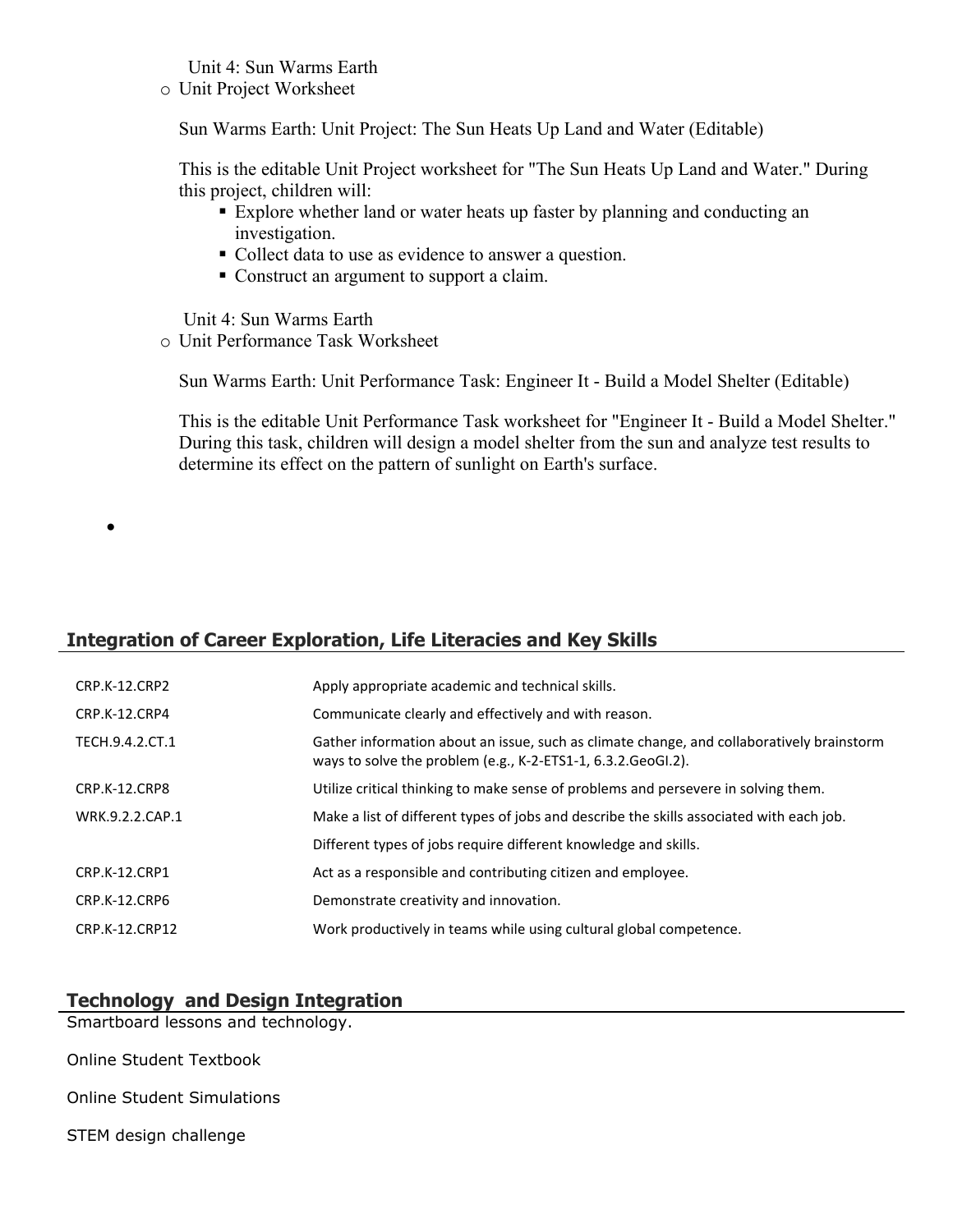Unit 4: Sun Warms Earth

- Unit Project Worksheet

  Sun Warms Earth: Unit Project: The Sun Heats Up Land and Water (Editable)

  This is the editable Unit Project worksheet for "The Sun Heats Up Land and Water." During this project, children will:

  - Explore whether land or water heats up faster by planning and conducting an investigation.
  - Collect data to use as evidence to answer a question.
  - Construct an argument to support a claim.

Unit 4: Sun Warms Earth

- Unit Performance Task Worksheet

  Sun Warms Earth: Unit Performance Task: Engineer It - Build a Model Shelter (Editable)

  This is the editable Unit Performance Task worksheet for "Engineer It - Build a Model Shelter." During this task, children will design a model shelter from the sun and analyze test results to determine its effect on the pattern of sunlight on Earth's surface.

## Integration of Career Exploration, Life Literacies and Key Skills

| | |
|---|---|
| CRP.K-12.CRP2 | Apply appropriate academic and technical skills. |
| CRP.K-12.CRP4 | Communicate clearly and effectively and with reason. |
| TECH.9.4.2.CT.1 | Gather information about an issue, such as climate change, and collaboratively brainstorm ways to solve the problem (e.g., K-2-ETS1-1, 6.3.2.GeoGI.2). |
| CRP.K-12.CRP8 | Utilize critical thinking to make sense of problems and persevere in solving them. |
| WRK.9.2.2.CAP.1 | Make a list of different types of jobs and describe the skills associated with each job. |
| | Different types of jobs require different knowledge and skills. |
| CRP.K-12.CRP1 | Act as a responsible and contributing citizen and employee. |
| CRP.K-12.CRP6 | Demonstrate creativity and innovation. |
| CRP.K-12.CRP12 | Work productively in teams while using cultural global competence. |

## Technology and Design Integration

Smartboard lessons and technology.

Online Student Textbook

Online Student Simulations

STEM design challenge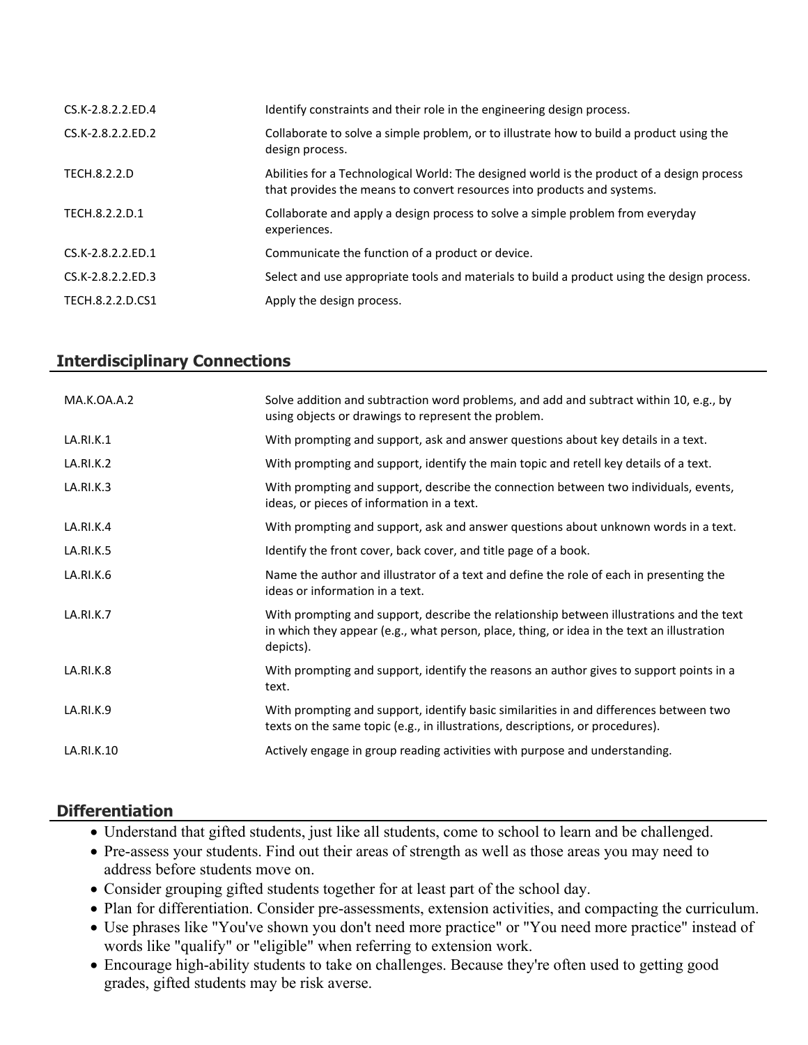| | |
|---|---|
| CS.K-2.8.2.2.ED.4 | Identify constraints and their role in the engineering design process. |
| CS.K-2.8.2.2.ED.2 | Collaborate to solve a simple problem, or to illustrate how to build a product using the design process. |
| TECH.8.2.2.D | Abilities for a Technological World: The designed world is the product of a design process that provides the means to convert resources into products and systems. |
| TECH.8.2.2.D.1 | Collaborate and apply a design process to solve a simple problem from everyday experiences. |
| CS.K-2.8.2.2.ED.1 | Communicate the function of a product or device. |
| CS.K-2.8.2.2.ED.3 | Select and use appropriate tools and materials to build a product using the design process. |
| TECH.8.2.2.D.CS1 | Apply the design process. |

## Interdisciplinary Connections

| | |
|---|---|
| MA.K.OA.A.2 | Solve addition and subtraction word problems, and add and subtract within 10, e.g., by using objects or drawings to represent the problem. |
| LA.RI.K.1 | With prompting and support, ask and answer questions about key details in a text. |
| LA.RI.K.2 | With prompting and support, identify the main topic and retell key details of a text. |
| LA.RI.K.3 | With prompting and support, describe the connection between two individuals, events, ideas, or pieces of information in a text. |
| LA.RI.K.4 | With prompting and support, ask and answer questions about unknown words in a text. |
| LA.RI.K.5 | Identify the front cover, back cover, and title page of a book. |
| LA.RI.K.6 | Name the author and illustrator of a text and define the role of each in presenting the ideas or information in a text. |
| LA.RI.K.7 | With prompting and support, describe the relationship between illustrations and the text in which they appear (e.g., what person, place, thing, or idea in the text an illustration depicts). |
| LA.RI.K.8 | With prompting and support, identify the reasons an author gives to support points in a text. |
| LA.RI.K.9 | With prompting and support, identify basic similarities in and differences between two texts on the same topic (e.g., in illustrations, descriptions, or procedures). |
| LA.RI.K.10 | Actively engage in group reading activities with purpose and understanding. |

## Differentiation

- Understand that gifted students, just like all students, come to school to learn and be challenged.
- Pre-assess your students. Find out their areas of strength as well as those areas you may need to address before students move on.
- Consider grouping gifted students together for at least part of the school day.
- Plan for differentiation. Consider pre-assessments, extension activities, and compacting the curriculum.
- Use phrases like "You've shown you don't need more practice" or "You need more practice" instead of words like "qualify" or "eligible" when referring to extension work.
- Encourage high-ability students to take on challenges. Because they're often used to getting good grades, gifted students may be risk averse.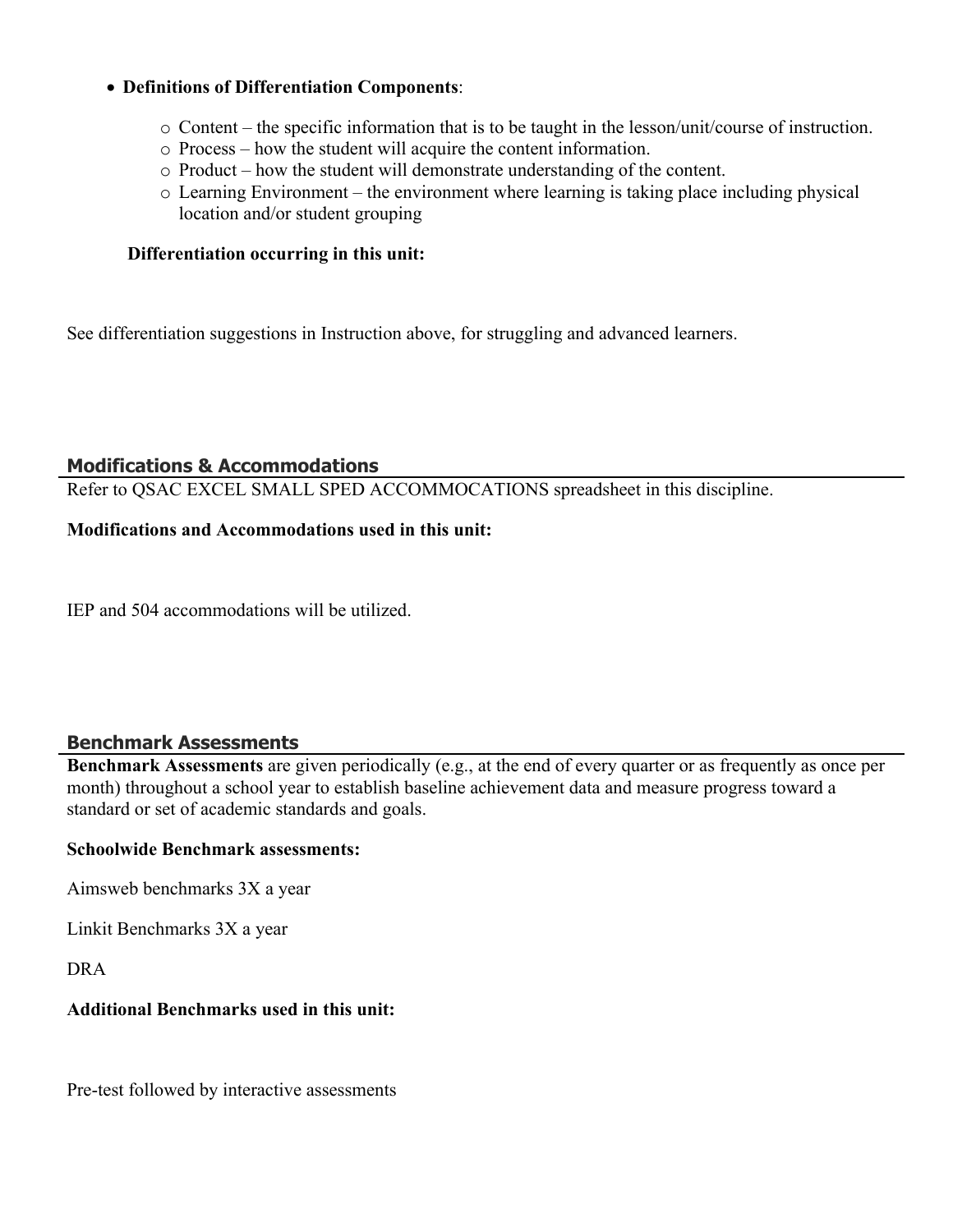- **Definitions of Differentiation Components**:
  - Content – the specific information that is to be taught in the lesson/unit/course of instruction.
  - Process – how the student will acquire the content information.
  - Product – how the student will demonstrate understanding of the content.
  - Learning Environment – the environment where learning is taking place including physical location and/or student grouping

**Differentiation occurring in this unit:**

See differentiation suggestions in Instruction above, for struggling and advanced learners.

## Modifications & Accommodations

Refer to QSAC EXCEL SMALL SPED ACCOMMOCATIONS spreadsheet in this discipline.

**Modifications and Accommodations used in this unit:**

IEP and 504 accommodations will be utilized.

## Benchmark Assessments

**Benchmark Assessments** are given periodically (e.g., at the end of every quarter or as frequently as once per month) throughout a school year to establish baseline achievement data and measure progress toward a standard or set of academic standards and goals.

**Schoolwide Benchmark assessments:**

Aimsweb benchmarks 3X a year

Linkit Benchmarks 3X a year

DRA

**Additional Benchmarks used in this unit:**

Pre-test followed by interactive assessments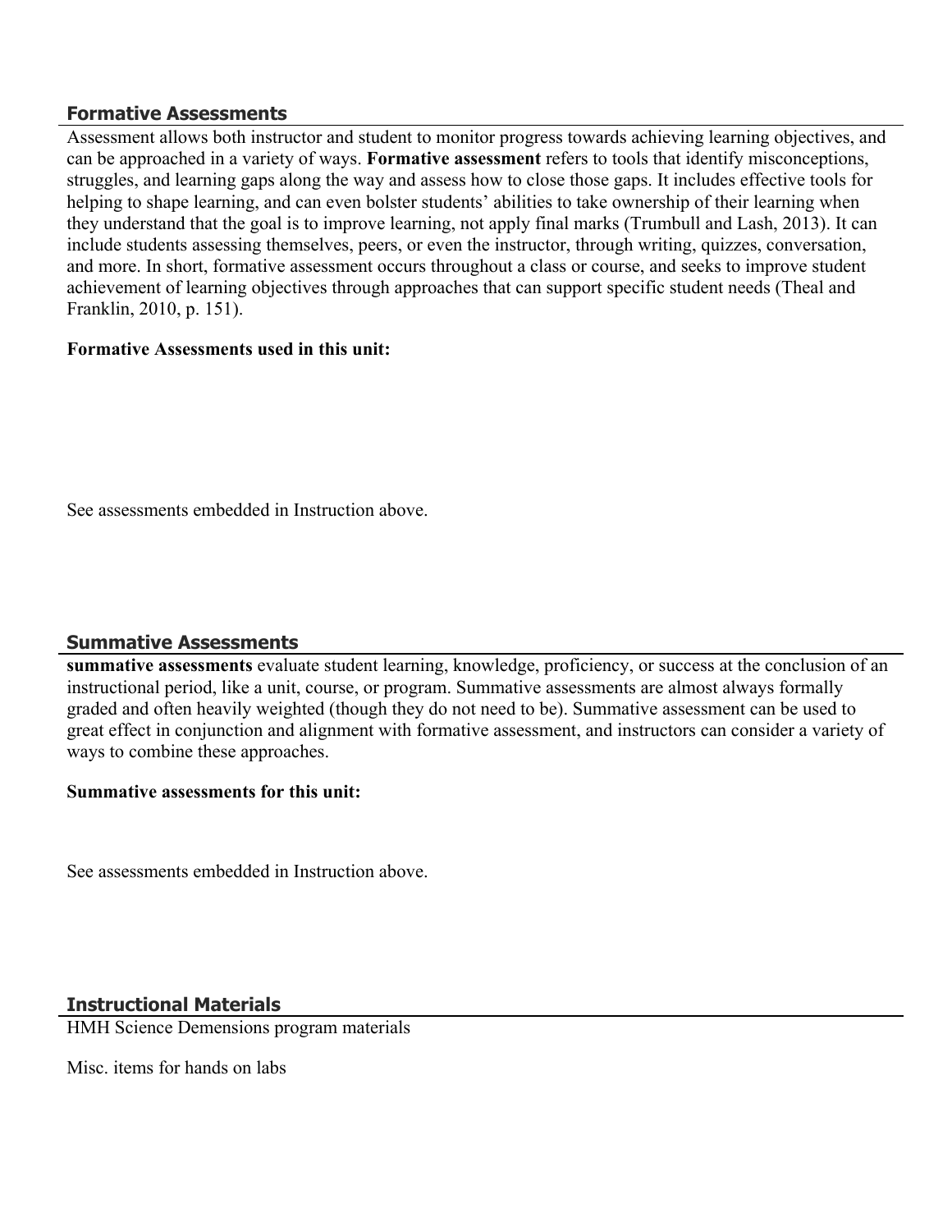## Formative Assessments

Assessment allows both instructor and student to monitor progress towards achieving learning objectives, and can be approached in a variety of ways. **Formative assessment** refers to tools that identify misconceptions, struggles, and learning gaps along the way and assess how to close those gaps. It includes effective tools for helping to shape learning, and can even bolster students' abilities to take ownership of their learning when they understand that the goal is to improve learning, not apply final marks (Trumbull and Lash, 2013). It can include students assessing themselves, peers, or even the instructor, through writing, quizzes, conversation, and more. In short, formative assessment occurs throughout a class or course, and seeks to improve student achievement of learning objectives through approaches that can support specific student needs (Theal and Franklin, 2010, p. 151).

**Formative Assessments used in this unit:**

See assessments embedded in Instruction above.

## Summative Assessments

**summative assessments** evaluate student learning, knowledge, proficiency, or success at the conclusion of an instructional period, like a unit, course, or program. Summative assessments are almost always formally graded and often heavily weighted (though they do not need to be). Summative assessment can be used to great effect in conjunction and alignment with formative assessment, and instructors can consider a variety of ways to combine these approaches.

**Summative assessments for this unit:**

See assessments embedded in Instruction above.

## Instructional Materials

HMH Science Demensions program materials

Misc. items for hands on labs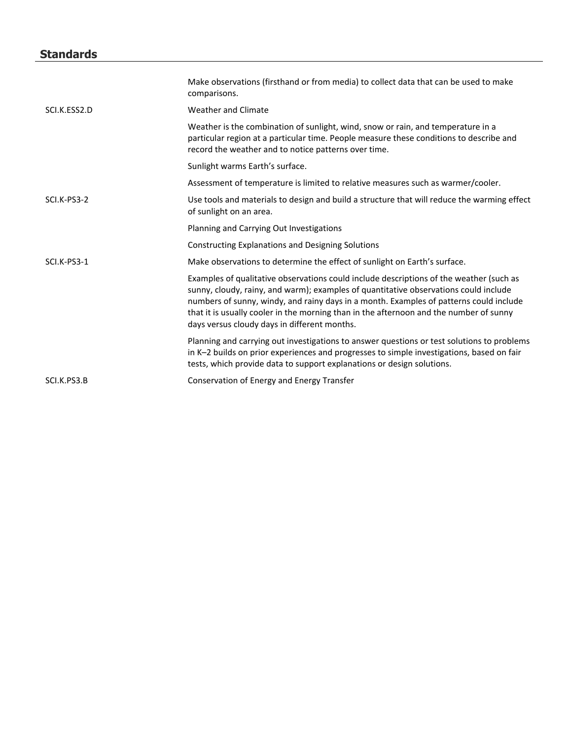## Standards

| | |
|---|---|
| | Make observations (firsthand or from media) to collect data that can be used to make comparisons. |
| SCI.K.ESS2.D | Weather and Climate |
| | Weather is the combination of sunlight, wind, snow or rain, and temperature in a particular region at a particular time. People measure these conditions to describe and record the weather and to notice patterns over time. |
| | Sunlight warms Earth's surface. |
| | Assessment of temperature is limited to relative measures such as warmer/cooler. |
| SCI.K-PS3-2 | Use tools and materials to design and build a structure that will reduce the warming effect of sunlight on an area. |
| | Planning and Carrying Out Investigations |
| | Constructing Explanations and Designing Solutions |
| SCI.K-PS3-1 | Make observations to determine the effect of sunlight on Earth's surface. |
| | Examples of qualitative observations could include descriptions of the weather (such as sunny, cloudy, rainy, and warm); examples of quantitative observations could include numbers of sunny, windy, and rainy days in a month. Examples of patterns could include that it is usually cooler in the morning than in the afternoon and the number of sunny days versus cloudy days in different months. |
| | Planning and carrying out investigations to answer questions or test solutions to problems in K–2 builds on prior experiences and progresses to simple investigations, based on fair tests, which provide data to support explanations or design solutions. |
| SCI.K.PS3.B | Conservation of Energy and Energy Transfer |